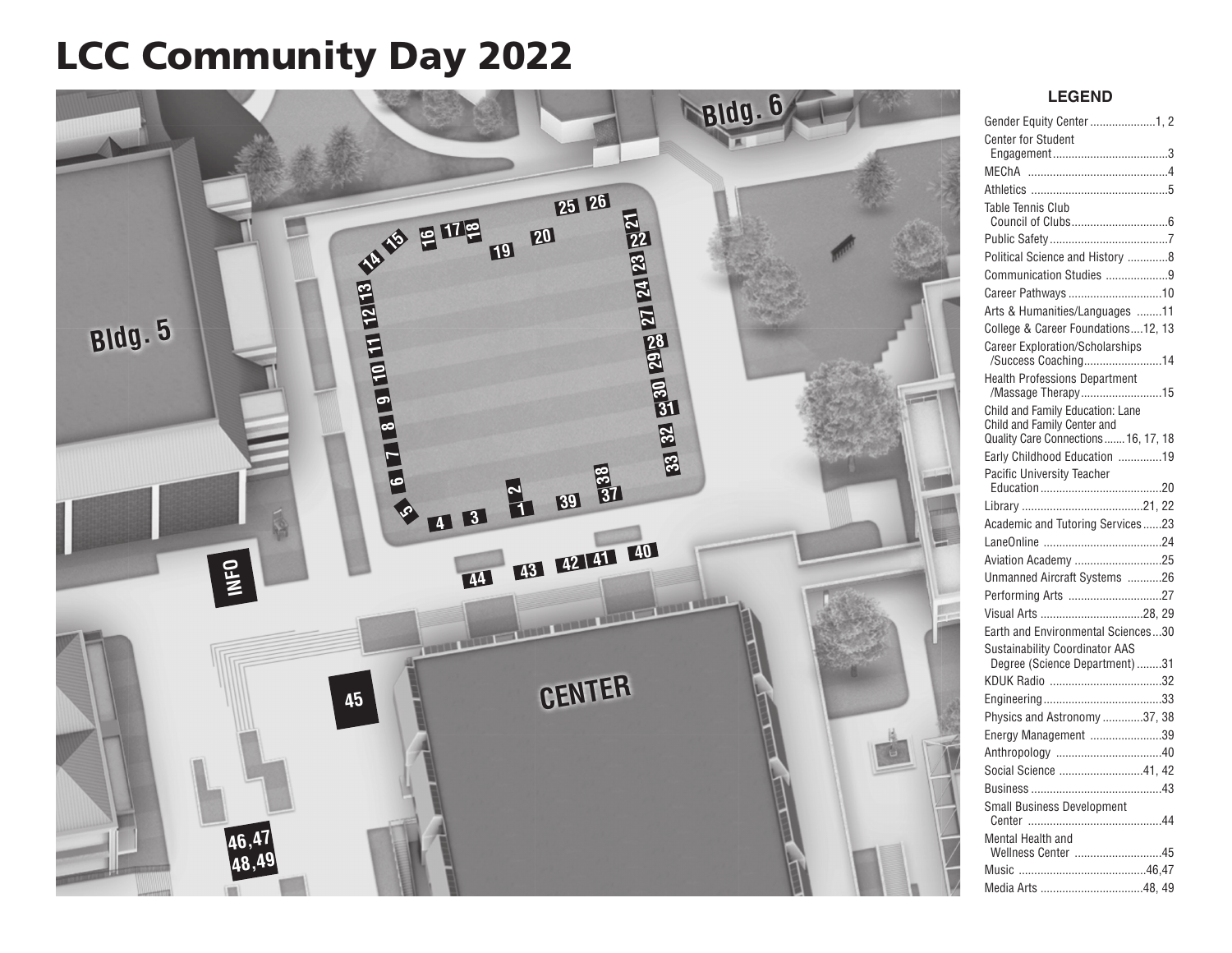# LCC Community Day 2022

Bldg. 6

Bldg. 5

INFO

CENTER

## LEGEND

- Gender Equity Center ....................1, 2
- Center for Student Engagement....................................3
- MEChA ............................................4
- Athletics ...........................................5
- Table Tennis Club Council of Clubs..............................6
- Public Safety.....................................7
- Political Science and History .............8
- Communication Studies ....................9
- Career Pathways .............................10
- Arts & Humanities/Languages ........11
- College & Career Foundations....12, 13
- Career Exploration/Scholarships /Success Coaching.........................14
- Health Professions Department /Massage Therapy..........................15
- Child and Family Education: Lane Child and Family Center and Quality Care Connections.......16, 17, 18
- Early Childhood Education ..............19
- Pacific University Teacher Education.......................................20
- Library ......................................21, 22
- Academic and Tutoring Services......23
- LaneOnline .....................................24
- Aviation Academy ...........................25
- Unmanned Aircraft Systems ...........26
- Performing Arts ..............................27
- Visual Arts ................................28, 29
- Earth and Environmental Sciences...30
- Sustainability Coordinator AAS Degree (Science Department) ........31
- KDUK Radio ...................................32
- Engineering.....................................33
- Physics and Astronomy .............37, 38
- Energy Management .......................39
- Anthropology ..................................40
- Social Science ...........................41, 42
- Business .........................................43
- Small Business Development Center ..........................................44
- Mental Health and Wellness Center ............................45
- Music .......................................46,47
- Media Arts ................................48, 49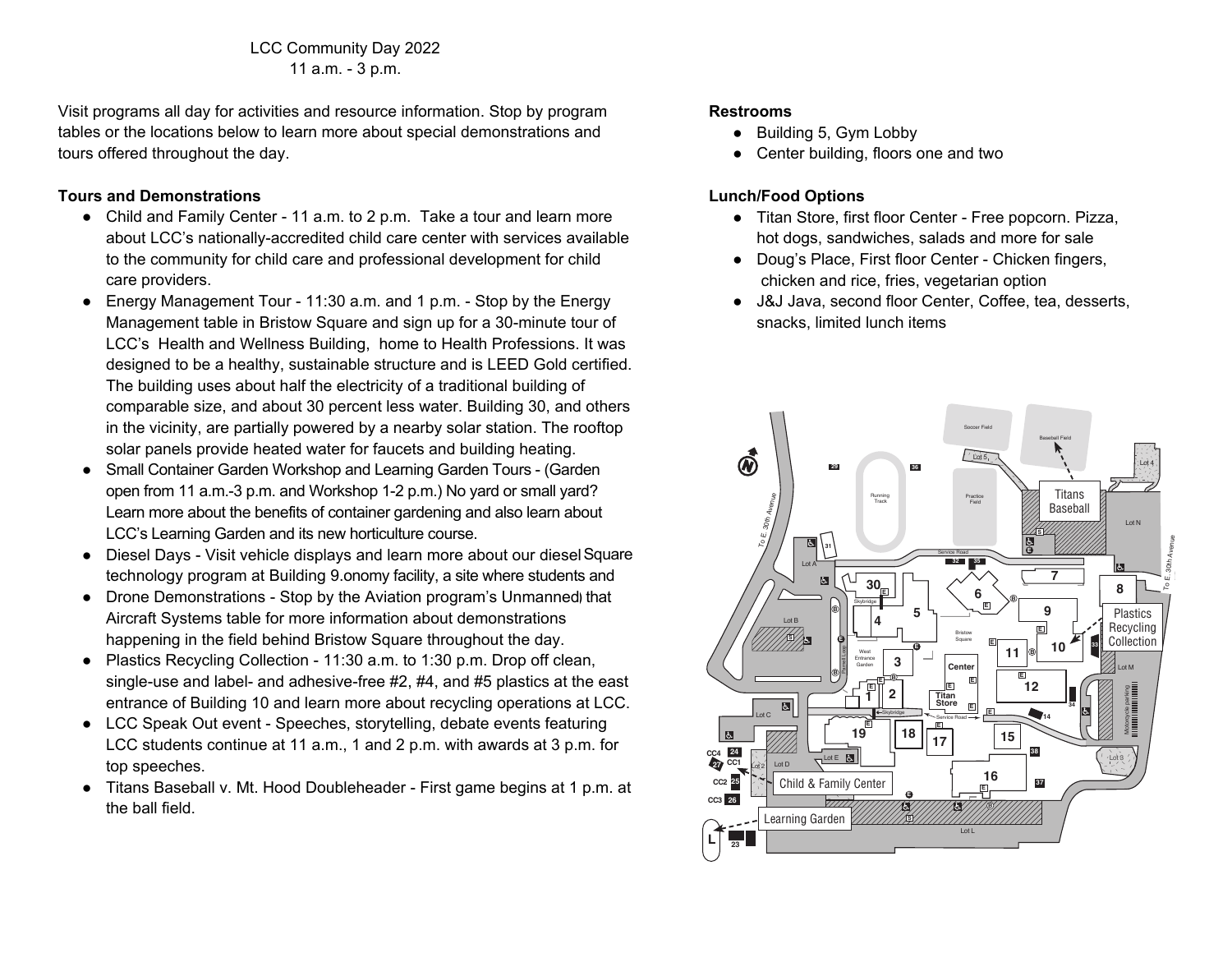LCC Community Day 2022
11 a.m. - 3 p.m.

Visit programs all day for activities and resource information. Stop by program tables or the locations below to learn more about special demonstrations and tours offered throughout the day.

**Tours and Demonstrations**

- Child and Family Center - 11 a.m. to 2 p.m. Take a tour and learn more about LCC's nationally-accredited child care center with services available to the community for child care and professional development for child care providers.
- Energy Management Tour - 11:30 a.m. and 1 p.m. - Stop by the Energy Management table in Bristow Square and sign up for a 30-minute tour of LCC's Health and Wellness Building, home to Health Professions. It was designed to be a healthy, sustainable structure and is LEED Gold certified. The building uses about half the electricity of a traditional building of comparable size, and about 30 percent less water. Building 30, and others in the vicinity, are partially powered by a nearby solar station. The rooftop solar panels provide heated water for faucets and building heating.
- Small Container Garden Workshop and Learning Garden Tours - (Garden open from 11 a.m.-3 p.m. and Workshop 1-2 p.m.) No yard or small yard? Learn more about the benefits of container gardening and also learn about LCC's Learning Garden and its new horticulture course.
- Diesel Days - Visit vehicle displays and learn more about our diesel Square technology program at Building 9.onomy facility, a site where students and
- Drone Demonstrations - Stop by the Aviation program's Unmanned) that Aircraft Systems table for more information about demonstrations happening in the field behind Bristow Square throughout the day.
- Plastics Recycling Collection - 11:30 a.m. to 1:30 p.m. Drop off clean, single-use and label- and adhesive-free #2, #4, and #5 plastics at the east entrance of Building 10 and learn more about recycling operations at LCC.
- LCC Speak Out event - Speeches, storytelling, debate events featuring LCC students continue at 11 a.m., 1 and 2 p.m. with awards at 3 p.m. for top speeches.
- Titans Baseball v. Mt. Hood Doubleheader - First game begins at 1 p.m. at the ball field.

**Restrooms**

- Building 5, Gym Lobby
- Center building, floors one and two

**Lunch/Food Options**

- Titan Store, first floor Center - Free popcorn. Pizza, hot dogs, sandwiches, salads and more for sale
- Doug's Place, First floor Center - Chicken fingers, chicken and rice, fries, vegetarian option
- J&J Java, second floor Center, Coffee, tea, desserts, snacks, limited lunch items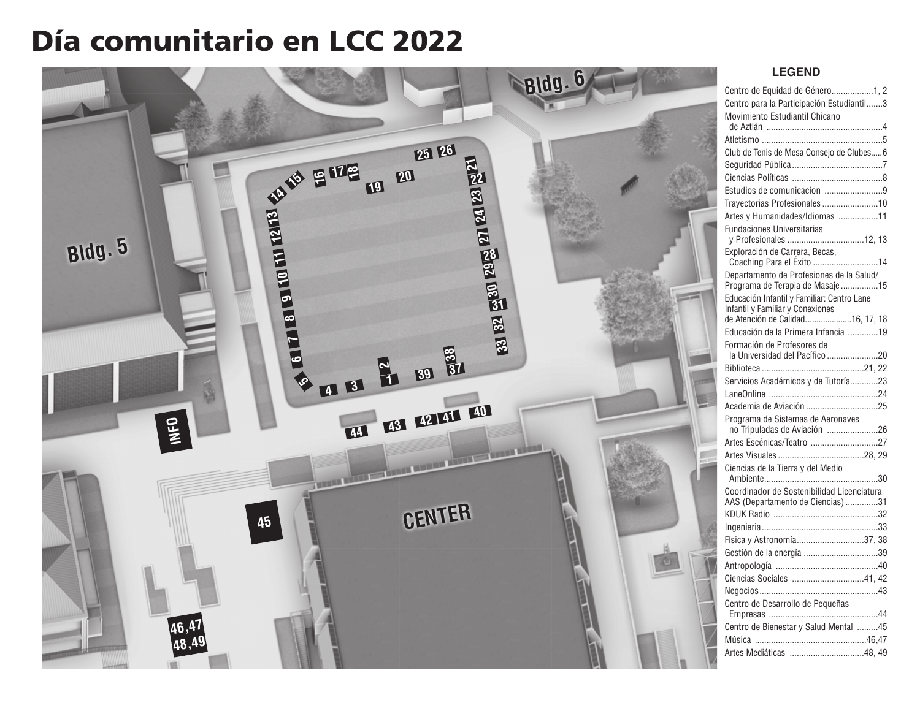# Día comunitario en LCC 2022

## LEGEND

- Centro de Equidad de Género..................1, 2
- Centro para la Participación Estudiantil.......3
- Movimiento Estudiantil Chicano de Aztlán ..................................................4
- Atletismo ....................................................5
- Club de Tenis de Mesa Consejo de Clubes.....6
- Seguridad Pública.......................................7
- Ciencias Políticas .......................................8
- Estudios de comunicacion .........................9
- Trayectorias Profesionales ........................10
- Artes y Humanidades/Idiomas .................11
- Fundaciones Universitarias y Profesionales .................................12, 13
- Exploración de Carrera, Becas, Coaching Para el Éxito ............................14
- Departamento de Profesiones de la Salud/ Programa de Terapia de Masaje ................15
- Educación Infantil y Familiar: Centro Lane Infantil y Familiar y Conexiones de Atención de Calidad....................16, 17, 18
- Educación de la Primera Infancia .............19
- Formación de Profesores de la Universidad del Pacífico ......................20
- Biblioteca ............................................21, 22
- Servicios Académicos y de Tutoría............23
- LaneOnline ...............................................24
- Academia de Aviación ...............................25
- Programa de Sistemas de Aeronaves no Tripuladas de Aviación ......................26
- Artes Escénicas/Teatro .............................27
- Artes Visuales .....................................28, 29
- Ciencias de la Tierra y del Medio Ambiente.................................................30
- Coordinador de Sostenibilidad Licenciatura AAS (Departamento de Ciencias) ..............31
- KDUK Radio .............................................32
- Ingeniería..................................................33
- Física y Astronomía.............................37, 38
- Gestión de la energía ................................39
- Antropología ............................................40
- Ciencias Sociales ...............................41, 42
- Negocios...................................................43
- Centro de Desarrollo de Pequeñas Empresas ...............................................44
- Centro de Bienestar y Salud Mental .........45
- Música ................................................46,47
- Artes Mediáticas ................................48, 49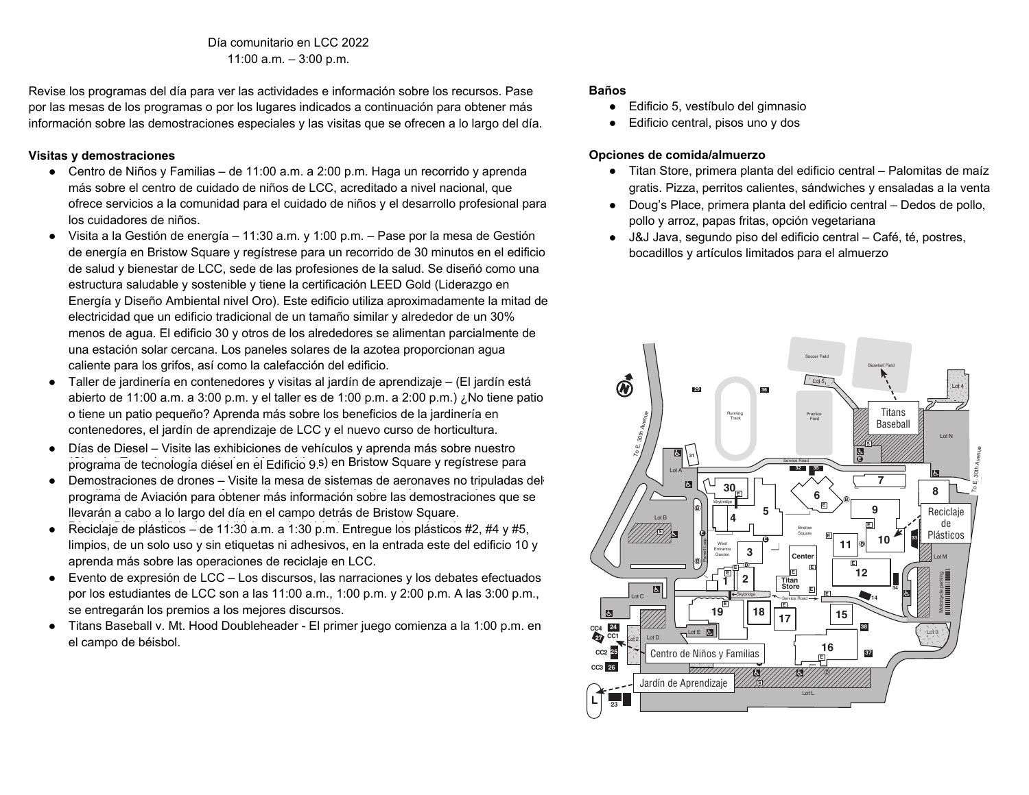Día comunitario en LCC 2022
11:00 a.m. – 3:00 p.m.

Revise los programas del día para ver las actividades e información sobre los recursos. Pase por las mesas de los programas o por los lugares indicados a continuación para obtener más información sobre las demostraciones especiales y las visitas que se ofrecen a lo largo del día.

**Visitas y demostraciones**

- Centro de Niños y Familias – de 11:00 a.m. a 2:00 p.m. Haga un recorrido y aprenda más sobre el centro de cuidado de niños de LCC, acreditado a nivel nacional, que ofrece servicios a la comunidad para el cuidado de niños y el desarrollo profesional para los cuidadores de niños.
- Visita a la Gestión de energía – 11:30 a.m. y 1:00 p.m. – Pase por la mesa de Gestión de energía en Bristow Square y regístrese para un recorrido de 30 minutos en el edificio de salud y bienestar de LCC, sede de las profesiones de la salud. Se diseñó como una estructura saludable y sostenible y tiene la certificación LEED Gold (Liderazgo en Energía y Diseño Ambiental nivel Oro). Este edificio utiliza aproximadamente la mitad de electricidad que un edificio tradicional de un tamaño similar y alrededor de un 30% menos de agua. El edificio 30 y otros de los alrededores se alimentan parcialmente de una estación solar cercana. Los paneles solares de la azotea proporcionan agua caliente para los grifos, así como la calefacción del edificio.
- Taller de jardinería en contenedores y visitas al jardín de aprendizaje – (El jardín está abierto de 11:00 a.m. a 3:00 p.m. y el taller es de 1:00 p.m. a 2:00 p.m.) ¿No tiene patio o tiene un patio pequeño? Aprenda más sobre los beneficios de la jardinería en contenedores, el jardín de aprendizaje de LCC y el nuevo curso de horticultura.
- Días de Diesel – Visite las exhibiciones de vehículos y aprenda más sobre nuestro programa de tecnología diésel en el Edificio 9.
- Demostraciones de drones – Visite la mesa de sistemas de aeronaves no tripuladas del programa de Aviación para obtener más información sobre las demostraciones que se llevarán a cabo a lo largo del día en el campo detrás de Bristow Square.
- Reciclaje de plásticos – de 11:30 a.m. a 1:30 p.m. Entregue los plásticos #2, #4 y #5, limpios, de un solo uso y sin etiquetas ni adhesivos, en la entrada este del edificio 10 y aprenda más sobre las operaciones de reciclaje en LCC.
- Evento de expresión de LCC – Los discursos, las narraciones y los debates efectuados por los estudiantes de LCC son a las 11:00 a.m., 1:00 p.m. y 2:00 p.m. A las 3:00 p.m., se entregarán los premios a los mejores discursos.
- Titans Baseball v. Mt. Hood Doubleheader - El primer juego comienza a la 1:00 p.m. en el campo de béisbol.

**Baños**

- Edificio 5, vestíbulo del gimnasio
- Edificio central, pisos uno y dos

**Opciones de comida/almuerzo**

- Titan Store, primera planta del edificio central – Palomitas de maíz gratis. Pizza, perritos calientes, sándwiches y ensaladas a la venta
- Doug's Place, primera planta del edificio central – Dedos de pollo, pollo y arroz, papas fritas, opción vegetariana
- J&J Java, segundo piso del edificio central – Café, té, postres, bocadillos y artículos limitados para el almuerzo

Titans Baseball

Reciclaje de Plásticos

Centro de Niños y Familias

Jardín de Aprendizaje